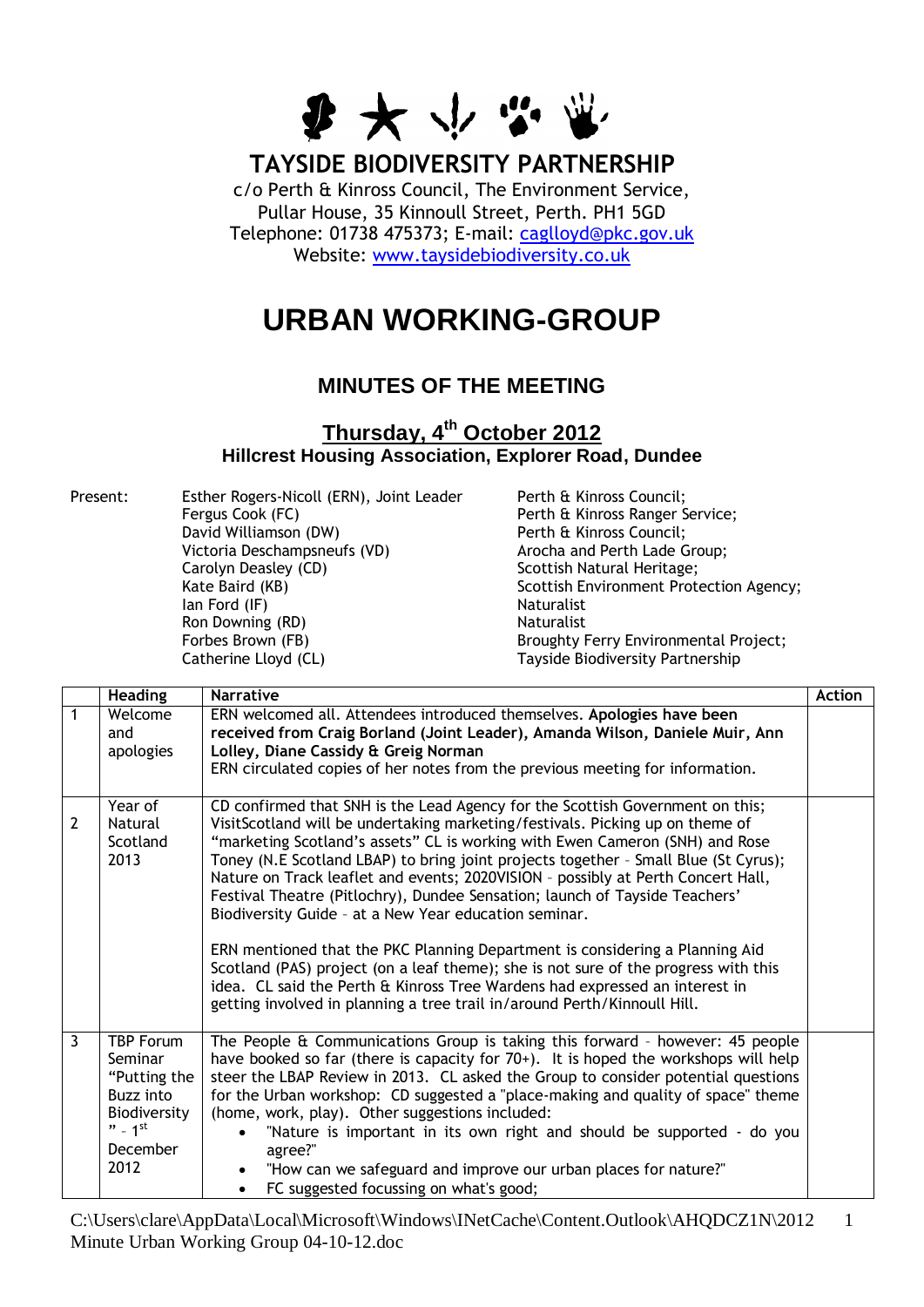# TAYSIDE BIODIVERSITY PARTNERSHIP

c/o Perth & Kinross Council, The Environment Service,
Pullar House, 35 Kinnoull Street, Perth. PH1 5GD
Telephone: 01738 475373; E-mail: caglloyd@pkc.gov.uk
Website: www.taysidebiodiversity.co.uk

# URBAN WORKING-GROUP

## MINUTES OF THE MEETING

### Thursday, 4th October 2012

**Hillcrest Housing Association, Explorer Road, Dundee**

Present:

| | |
|---|---|
| Esther Rogers-Nicoll (ERN), Joint Leader | Perth & Kinross Council; |
| Fergus Cook (FC) | Perth & Kinross Ranger Service; |
| David Williamson (DW) | Perth & Kinross Council; |
| Victoria Deschampsneufs (VD) | Arocha and Perth Lade Group; |
| Carolyn Deasley (CD) | Scottish Natural Heritage; |
| Kate Baird (KB) | Scottish Environment Protection Agency; |
| Ian Ford (IF) | Naturalist |
| Ron Downing (RD) | Naturalist |
| Forbes Brown (FB) | Broughty Ferry Environmental Project; |
| Catherine Lloyd (CL) | Tayside Biodiversity Partnership |

| | Heading | Narrative | Action |
|---|---|---|---|
| 1 | Welcome and apologies | ERN welcomed all. Attendees introduced themselves. **Apologies have been received from Craig Borland (Joint Leader), Amanda Wilson, Daniele Muir, Ann Lolley, Diane Cassidy & Greig Norman**<br>ERN circulated copies of her notes from the previous meeting for information. | |
| 2 | Year of Natural Scotland 2013 | CD confirmed that SNH is the Lead Agency for the Scottish Government on this; VisitScotland will be undertaking marketing/festivals. Picking up on theme of "marketing Scotland's assets" CL is working with Ewen Cameron (SNH) and Rose Toney (N.E Scotland LBAP) to bring joint projects together – Small Blue (St Cyrus); Nature on Track leaflet and events; 2020VISION – possibly at Perth Concert Hall, Festival Theatre (Pitlochry), Dundee Sensation; launch of Tayside Teachers' Biodiversity Guide – at a New Year education seminar.<br><br>ERN mentioned that the PKC Planning Department is considering a Planning Aid Scotland (PAS) project (on a leaf theme); she is not sure of the progress with this idea. CL said the Perth & Kinross Tree Wardens had expressed an interest in getting involved in planning a tree trail in/around Perth/Kinnoull Hill. | |
| 3 | TBP Forum Seminar "Putting the Buzz into Biodiversity" – 1st December 2012 | The People & Communications Group is taking this forward – however: 45 people have booked so far (there is capacity for 70+). It is hoped the workshops will help steer the LBAP Review in 2013. CL asked the Group to consider potential questions for the Urban workshop: CD suggested a "place-making and quality of space" theme (home, work, play). Other suggestions included:<br>• "Nature is important in its own right and should be supported - do you agree?"<br>• "How can we safeguard and improve our urban places for nature?"<br>• FC suggested focussing on what's good; | |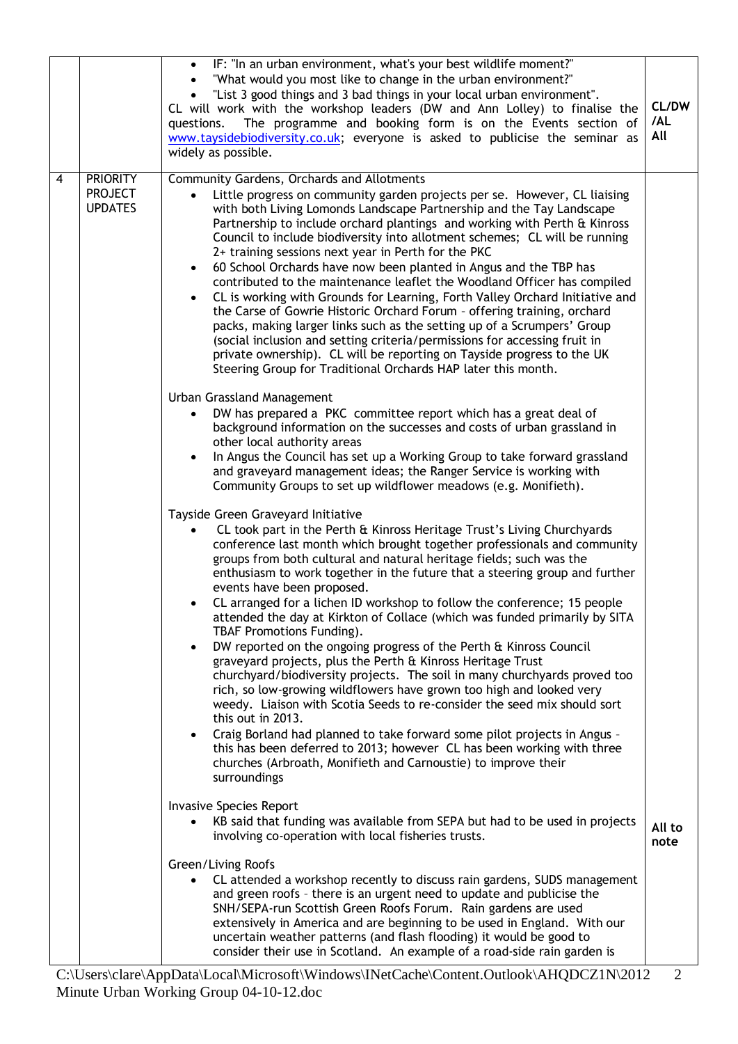| | | | |
|---|---|---|---|
| | | <ul><li>IF: "In an urban environment, what's your best wildlife moment?"</li><li>"What would you most like to change in the urban environment?"</li><li>"List 3 good things and 3 bad things in your local urban environment".</li></ul>CL will work with the workshop leaders (DW and Ann Lolley) to finalise the questions. The programme and booking form is on the Events section of www.taysidebiodiversity.co.uk; everyone is asked to publicise the seminar as widely as possible. | **CL/DW /AL All** |
| 4 | PRIORITY PROJECT UPDATES | Community Gardens, Orchards and Allotments<ul><li>Little progress on community garden projects per se. However, CL liaising with both Living Lomonds Landscape Partnership and the Tay Landscape Partnership to include orchard plantings and working with Perth & Kinross Council to include biodiversity into allotment schemes; CL will be running 2+ training sessions next year in Perth for the PKC</li><li>60 School Orchards have now been planted in Angus and the TBP has contributed to the maintenance leaflet the Woodland Officer has compiled</li><li>CL is working with Grounds for Learning, Forth Valley Orchard Initiative and the Carse of Gowrie Historic Orchard Forum – offering training, orchard packs, making larger links such as the setting up of a Scrumpers' Group (social inclusion and setting criteria/permissions for accessing fruit in private ownership). CL will be reporting on Tayside progress to the UK Steering Group for Traditional Orchards HAP later this month.</li></ul>Urban Grassland Management<ul><li>DW has prepared a PKC committee report which has a great deal of background information on the successes and costs of urban grassland in other local authority areas</li><li>In Angus the Council has set up a Working Group to take forward grassland and graveyard management ideas; the Ranger Service is working with Community Groups to set up wildflower meadows (e.g. Monifieth).</li></ul>Tayside Green Graveyard Initiative<ul><li>CL took part in the Perth & Kinross Heritage Trust's Living Churchyards conference last month which brought together professionals and community groups from both cultural and natural heritage fields; such was the enthusiasm to work together in the future that a steering group and further events have been proposed.</li><li>CL arranged for a lichen ID workshop to follow the conference; 15 people attended the day at Kirkton of Collace (which was funded primarily by SITA TBAF Promotions Funding).</li><li>DW reported on the ongoing progress of the Perth & Kinross Council graveyard projects, plus the Perth & Kinross Heritage Trust churchyard/biodiversity projects. The soil in many churchyards proved too rich, so low-growing wildflowers have grown too high and looked very weedy. Liaison with Scotia Seeds to re-consider the seed mix should sort this out in 2013.</li><li>Craig Borland had planned to take forward some pilot projects in Angus – this has been deferred to 2013; however CL has been working with three churches (Arbroath, Monifieth and Carnoustie) to improve their surroundings</li></ul>Invasive Species Report<ul><li>KB said that funding was available from SEPA but had to be used in projects involving co-operation with local fisheries trusts.</li></ul>Green/Living Roofs<ul><li>CL attended a workshop recently to discuss rain gardens, SUDS management and green roofs – there is an urgent need to update and publicise the SNH/SEPA-run Scottish Green Roofs Forum. Rain gardens are used extensively in America and are beginning to be used in England. With our uncertain weather patterns (and flash flooding) it would be good to consider their use in Scotland. An example of a road-side rain garden is</li></ul> | **All to note** |

C:\Users\clare\AppData\Local\Microsoft\Windows\INetCache\Content.Outlook\AHQDCZ1N\2012 Minute Urban Working Group 04-10-12.doc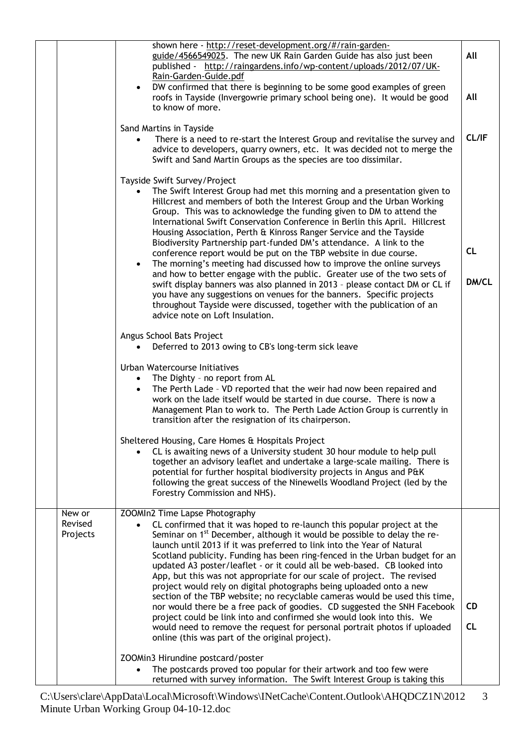| | | | |
|---|---|---|---|
| | | shown here - http://reset-development.org/#/rain-garden-guide/4566549025. The new UK Rain Garden Guide has also just been published - http://raingardens.info/wp-content/uploads/2012/07/UK-Rain-Garden-Guide.pdf<br>• DW confirmed that there is beginning to be some good examples of green roofs in Tayside (Invergowrie primary school being one). It would be good to know of more.<br><br>Sand Martins in Tayside<br>• There is a need to re-start the Interest Group and revitalise the survey and advice to developers, quarry owners, etc. It was decided not to merge the Swift and Sand Martin Groups as the species are too dissimilar.<br><br>Tayside Swift Survey/Project<br>• The Swift Interest Group had met this morning and a presentation given to Hillcrest and members of both the Interest Group and the Urban Working Group. This was to acknowledge the funding given to DM to attend the International Swift Conservation Conference in Berlin this April. Hillcrest Housing Association, Perth & Kinross Ranger Service and the Tayside Biodiversity Partnership part-funded DM's attendance. A link to the conference report would be put on the TBP website in due course.<br>• The morning's meeting had discussed how to improve the online surveys and how to better engage with the public. Greater use of the two sets of swift display banners was also planned in 2013 – please contact DM or CL if you have any suggestions on venues for the banners. Specific projects throughout Tayside were discussed, together with the publication of an advice note on Loft Insulation.<br><br>Angus School Bats Project<br>• Deferred to 2013 owing to CB's long-term sick leave<br><br>Urban Watercourse Initiatives<br>• The Dighty – no report from AL<br>• The Perth Lade – VD reported that the weir had now been repaired and work on the lade itself would be started in due course. There is now a Management Plan to work to. The Perth Lade Action Group is currently in transition after the resignation of its chairperson.<br><br>Sheltered Housing, Care Homes & Hospitals Project<br>• CL is awaiting news of a University student 30 hour module to help pull together an advisory leaflet and undertake a large-scale mailing. There is potential for further hospital biodiversity projects in Angus and P&K following the great success of the Ninewells Woodland Project (led by the Forestry Commission and NHS). | All<br><br>All<br><br>CL/IF<br><br>CL<br><br>DM/CL |
| | New or Revised Projects | ZOOMIn2 Time Lapse Photography<br>• CL confirmed that it was hoped to re-launch this popular project at the Seminar on 1st December, although it would be possible to delay the re-launch until 2013 if it was preferred to link into the Year of Natural Scotland publicity. Funding has been ring-fenced in the Urban budget for an updated A3 poster/leaflet - or it could all be web-based. CB looked into App, but this was not appropriate for our scale of project. The revised project would rely on digital photographs being uploaded onto a new section of the TBP website; no recyclable cameras would be used this time, nor would there be a free pack of goodies. CD suggested the SNH Facebook project could be link into and confirmed she would look into this. We would need to remove the request for personal portrait photos if uploaded online (this was part of the original project).<br><br>ZOOMin3 Hirundine postcard/poster<br>• The postcards proved too popular for their artwork and too few were returned with survey information. The Swift Interest Group is taking this | CD<br><br>CL |

C:\Users\clare\AppData\Local\Microsoft\Windows\INetCache\Content.Outlook\AHQDCZ1N\2012 Minute Urban Working Group 04-10-12.doc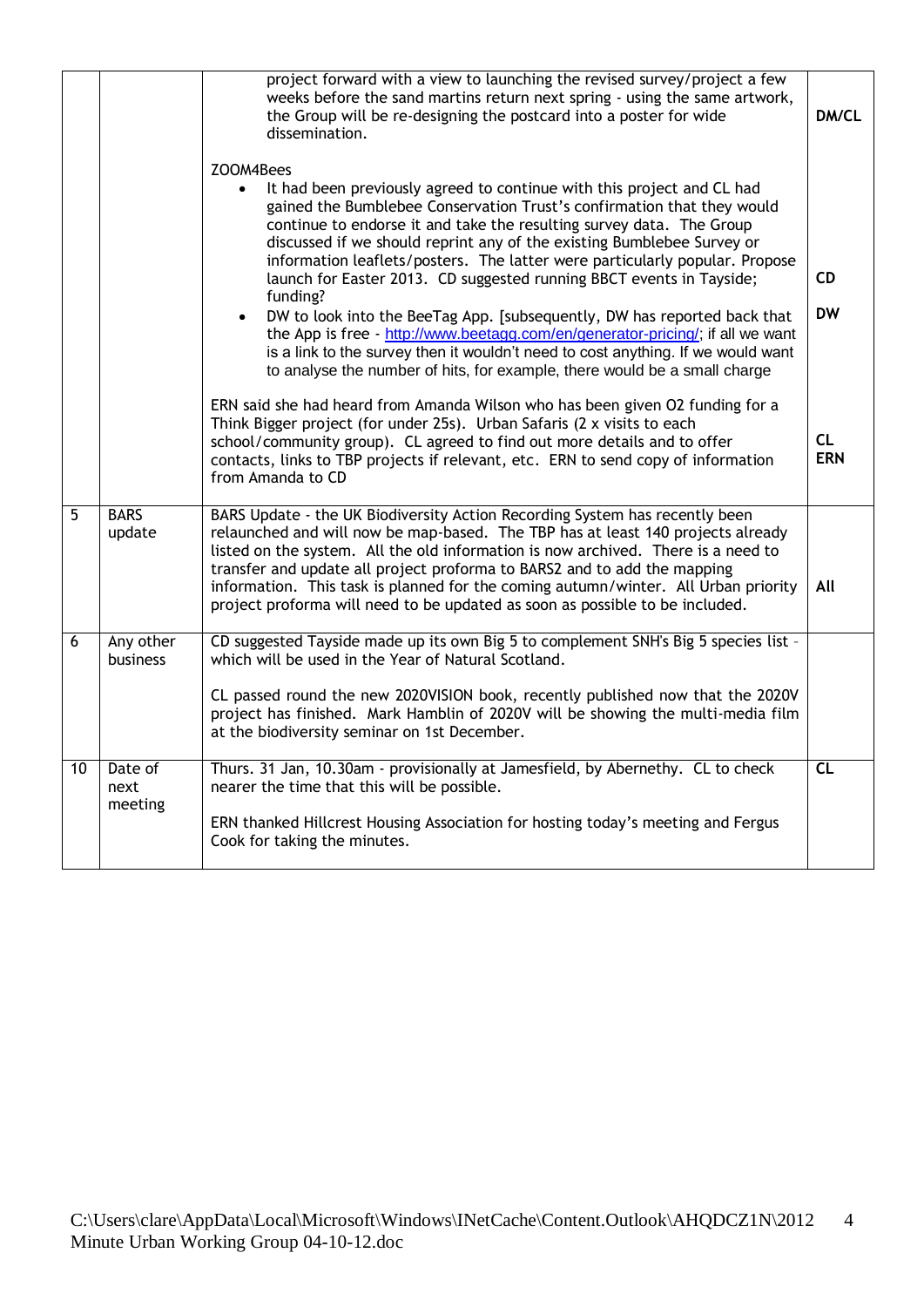| | | | |
|---|---|---|---|
| | | project forward with a view to launching the revised survey/project a few weeks before the sand martins return next spring - using the same artwork, the Group will be re-designing the postcard into a poster for wide dissemination.<br><br>ZOOM4Bees<br>• It had been previously agreed to continue with this project and CL had gained the Bumblebee Conservation Trust's confirmation that they would continue to endorse it and take the resulting survey data. The Group discussed if we should reprint any of the existing Bumblebee Survey or information leaflets/posters. The latter were particularly popular. Propose launch for Easter 2013. CD suggested running BBCT events in Tayside; funding?<br>• DW to look into the BeeTag App. [subsequently, DW has reported back that the App is free - http://www.beetagg.com/en/generator-pricing/; if all we want is a link to the survey then it wouldn't need to cost anything. If we would want to analyse the number of hits, for example, there would be a small charge<br><br>ERN said she had heard from Amanda Wilson who has been given O2 funding for a Think Bigger project (for under 25s). Urban Safaris (2 x visits to each school/community group). CL agreed to find out more details and to offer contacts, links to TBP projects if relevant, etc. ERN to send copy of information from Amanda to CD | **DM/CL**<br><br>**CD**<br><br>**DW**<br><br>**CL**<br>**ERN** |
| 5 | BARS update | BARS Update - the UK Biodiversity Action Recording System has recently been relaunched and will now be map-based. The TBP has at least 140 projects already listed on the system. All the old information is now archived. There is a need to transfer and update all project proforma to BARS2 and to add the mapping information. This task is planned for the coming autumn/winter. All Urban priority project proforma will need to be updated as soon as possible to be included. | **All** |
| 6 | Any other business | CD suggested Tayside made up its own Big 5 to complement SNH's Big 5 species list - which will be used in the Year of Natural Scotland.<br><br>CL passed round the new 2020VISION book, recently published now that the 2020V project has finished. Mark Hamblin of 2020V will be showing the multi-media film at the biodiversity seminar on 1st December. | |
| 10 | Date of next meeting | Thurs. 31 Jan, 10.30am - provisionally at Jamesfield, by Abernethy. CL to check nearer the time that this will be possible.<br><br>ERN thanked Hillcrest Housing Association for hosting today's meeting and Fergus Cook for taking the minutes. | **CL** |

C:\Users\clare\AppData\Local\Microsoft\Windows\INetCache\Content.Outlook\AHQDCZ1N\2012 Minute Urban Working Group 04-10-12.doc